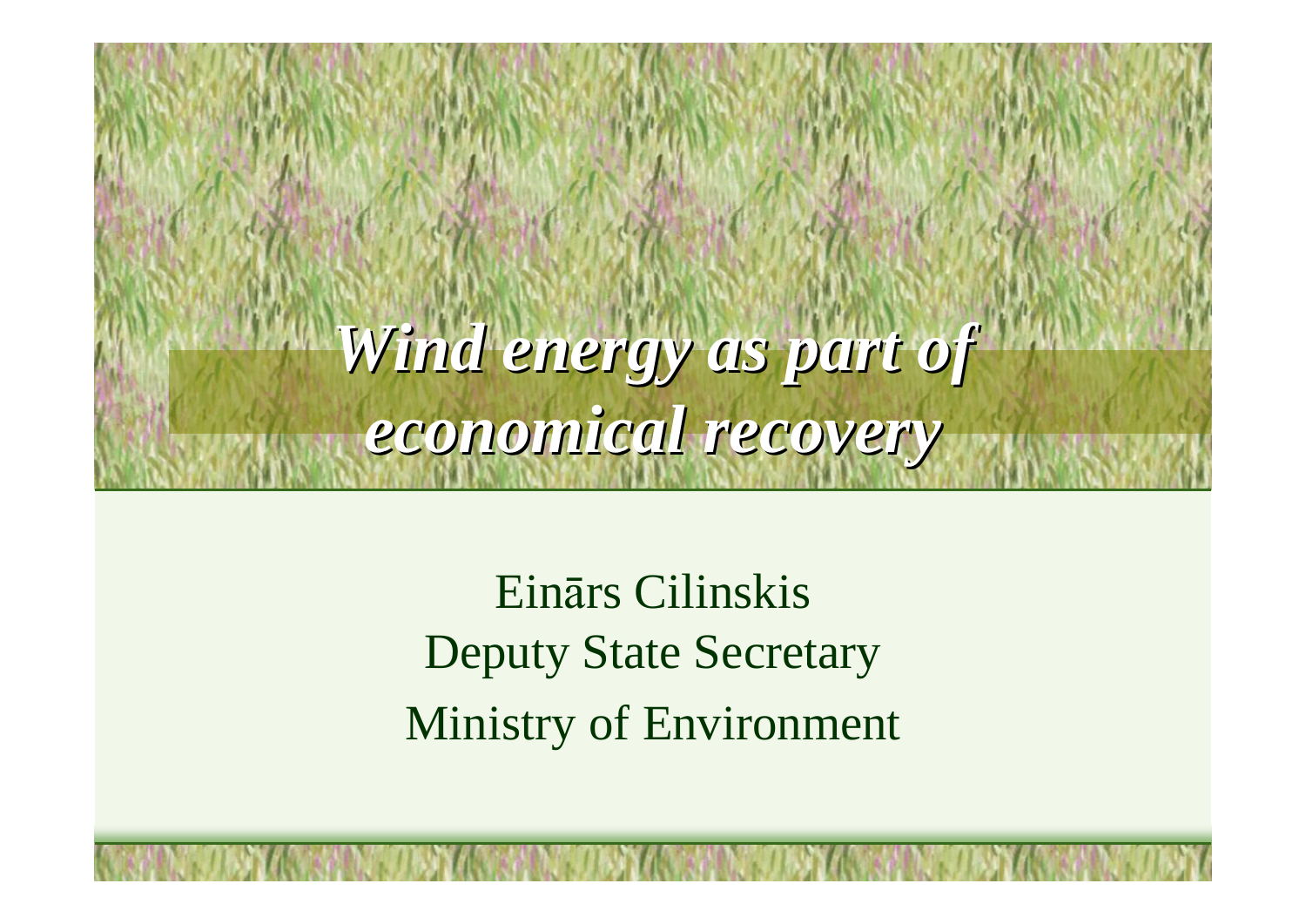# *Wind energy as part of economical recovery*

Einārs Cilinskis

Deputy State Secretary

Ministry of Environment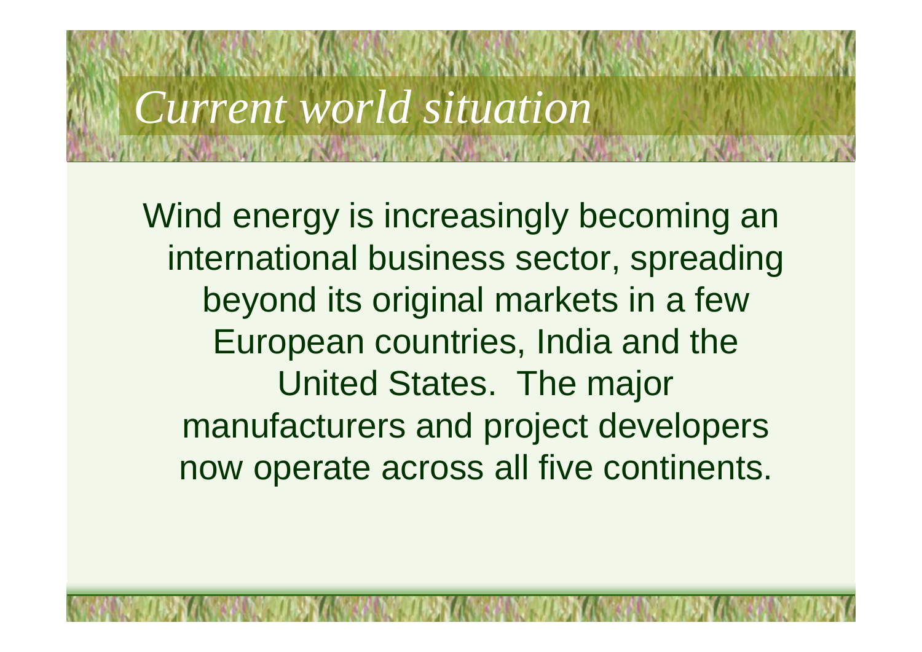# *Current world situation*

Wind energy is increasingly becoming an international business sector, spreading beyond its original markets in a few European countries, India and the United States. The major manufacturers and project developers now operate across all five continents.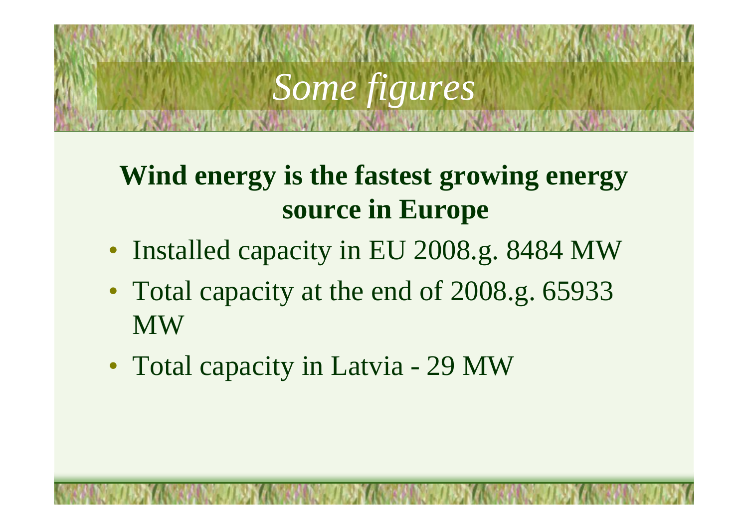# *Some figures*

**Wind energy is the fastest growing energy source in Europe**

- Installed capacity in EU 2008.g. 8484 MW
- Total capacity at the end of 2008.g. 65933 MW
- Total capacity in Latvia - 29 MW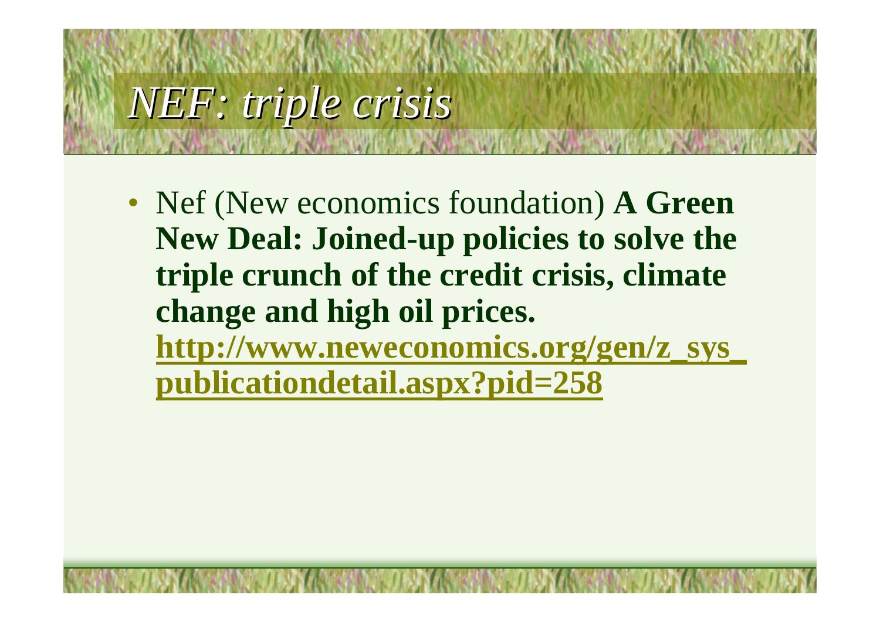# *NEF: triple crisis*

- Nef (New economics foundation) **A Green New Deal: Joined-up policies to solve the triple crunch of the credit crisis, climate change and high oil prices.** **http://www.neweconomics.org/gen/z_sys_publicationdetail.aspx?pid=258**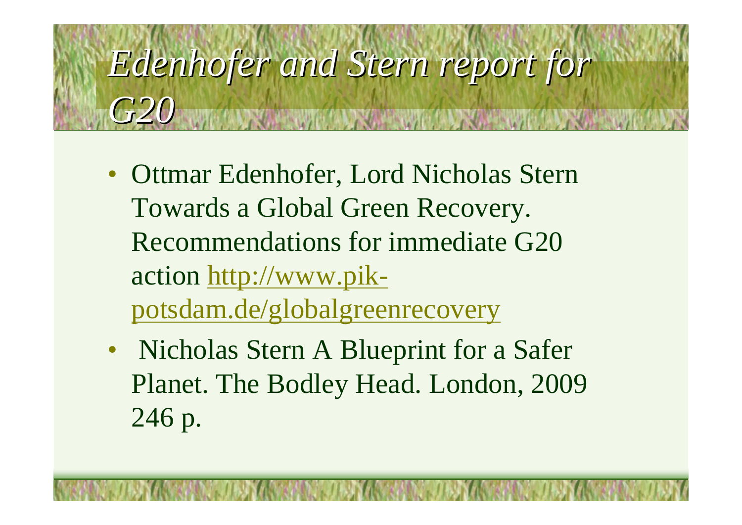# *Edenhofer and Stern report for G20*

- Ottmar Edenhofer, Lord Nicholas Stern Towards a Global Green Recovery. Recommendations for immediate G20 action http://www.pik-potsdam.de/globalgreenrecovery
- Nicholas Stern A Blueprint for a Safer Planet. The Bodley Head. London, 2009 246 p.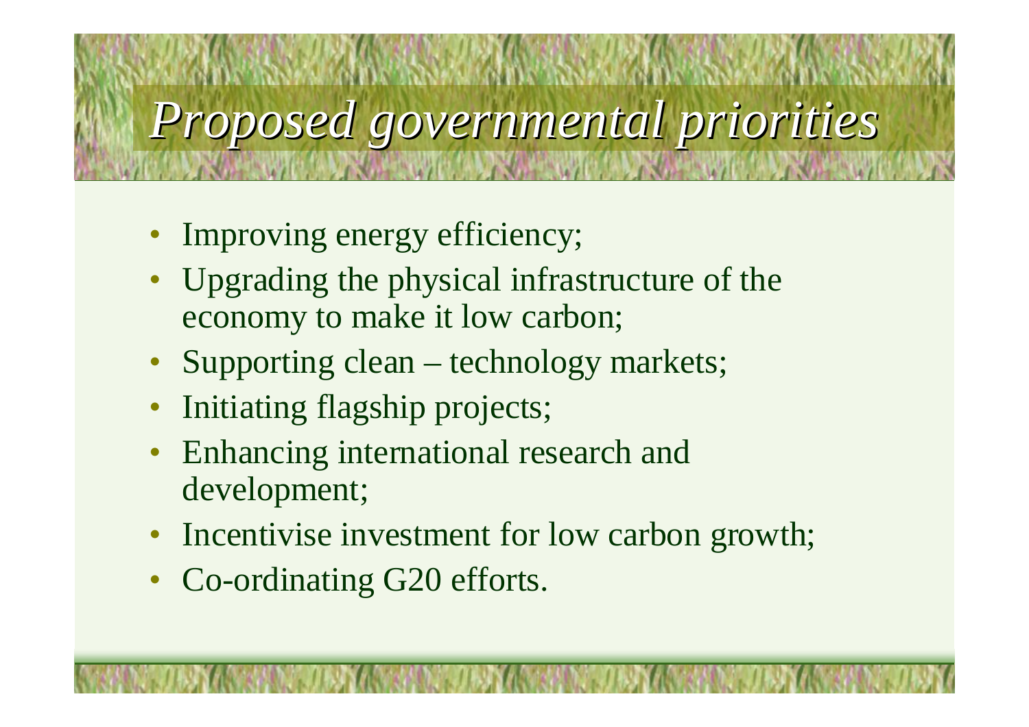# *Proposed governmental priorities*

- Improving energy efficiency;
- Upgrading the physical infrastructure of the economy to make it low carbon;
- Supporting clean – technology markets;
- Initiating flagship projects;
- Enhancing international research and development;
- Incentivise investment for low carbon growth;
- Co-ordinating G20 efforts.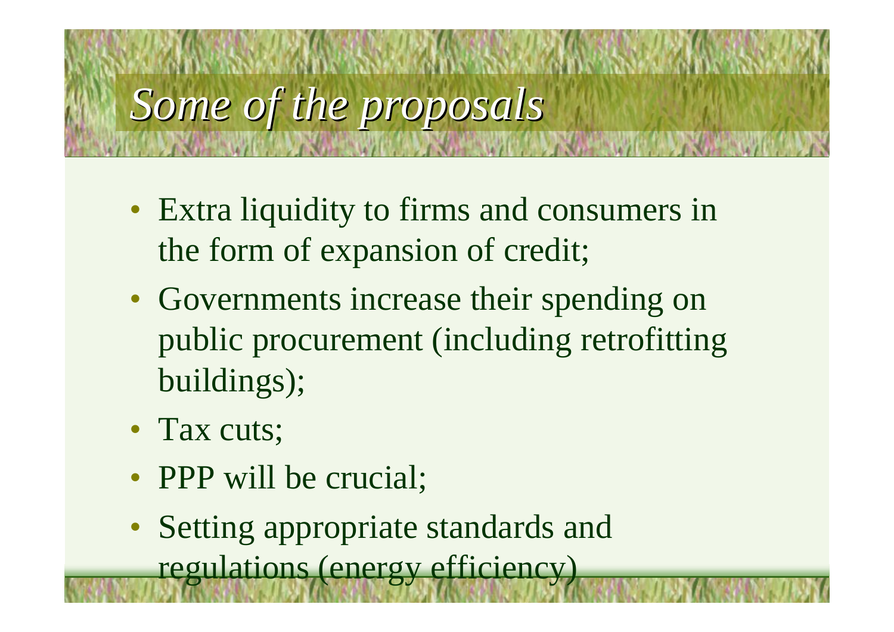# *Some of the proposals*

- Extra liquidity to firms and consumers in the form of expansion of credit;
- Governments increase their spending on public procurement (including retrofitting buildings);
- Tax cuts;
- PPP will be crucial;
- Setting appropriate standards and regulations (energy efficiency)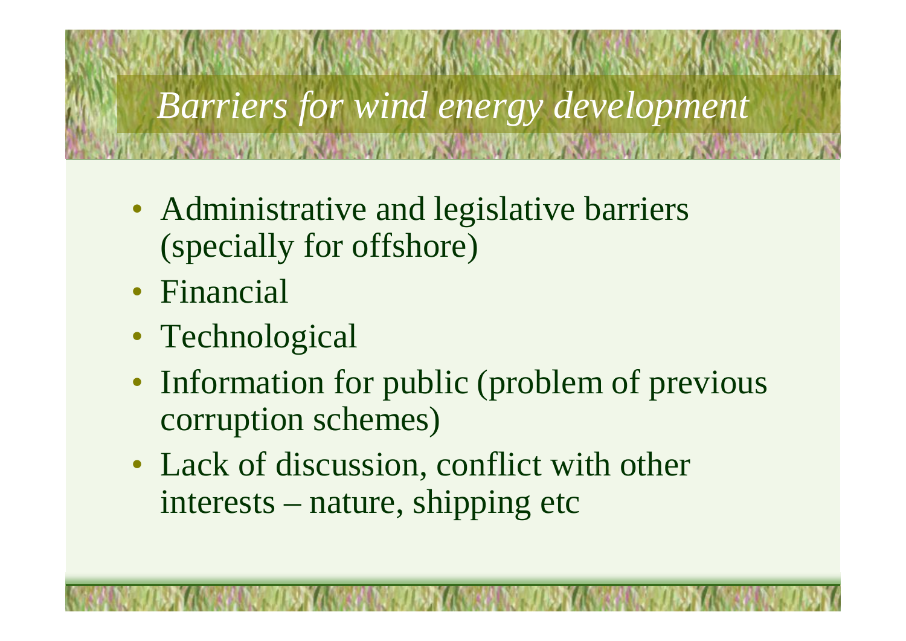# *Barriers for wind energy development*

- Administrative and legislative barriers (specially for offshore)
- Financial
- Technological
- Information for public (problem of previous corruption schemes)
- Lack of discussion, conflict with other interests – nature, shipping etc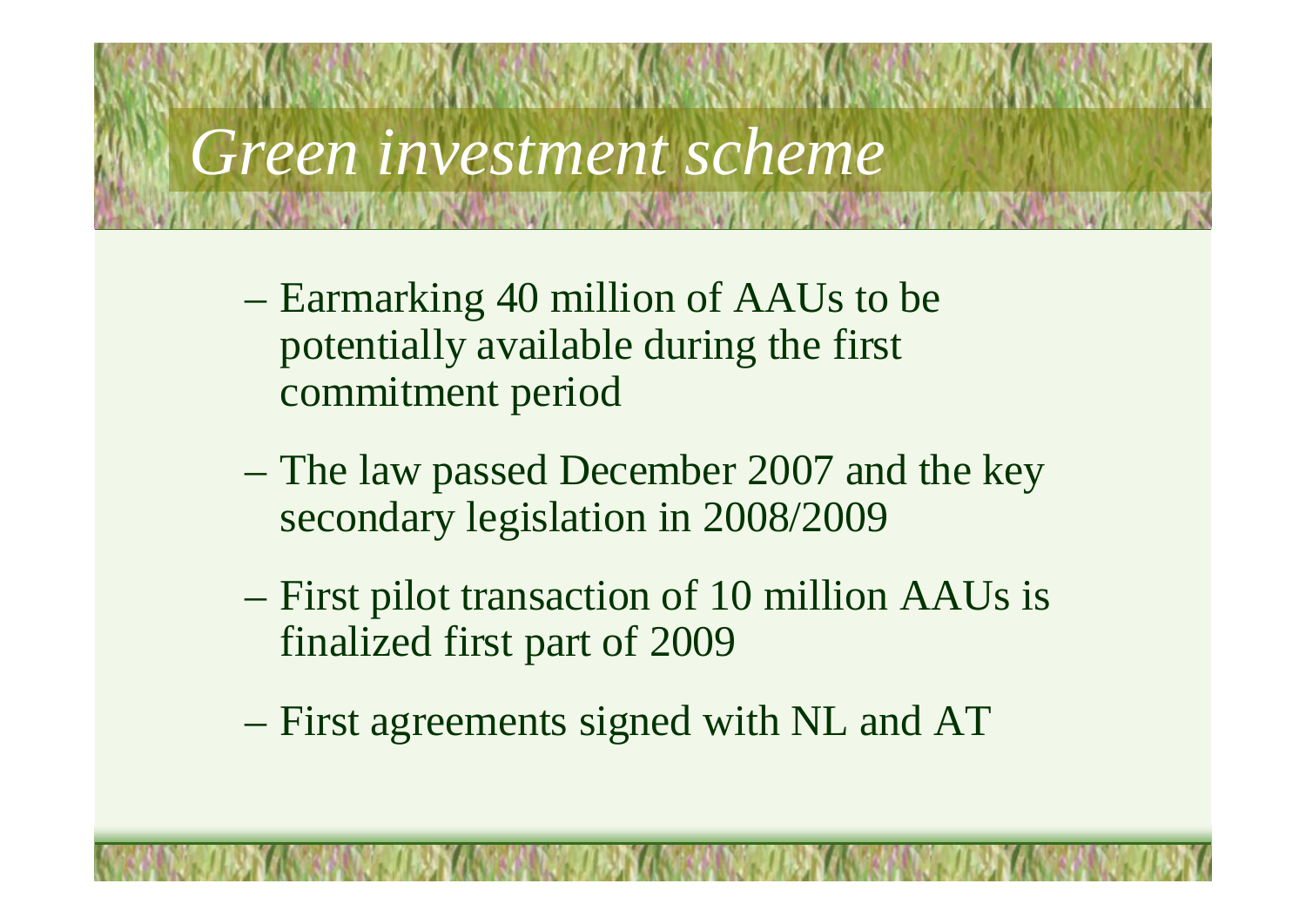# *Green investment scheme*

- Earmarking 40 million of AAUs to be potentially available during the first commitment period
- The law passed December 2007 and the key secondary legislation in 2008/2009
- First pilot transaction of 10 million AAUs is finalized first part of 2009
- First agreements signed with NL and AT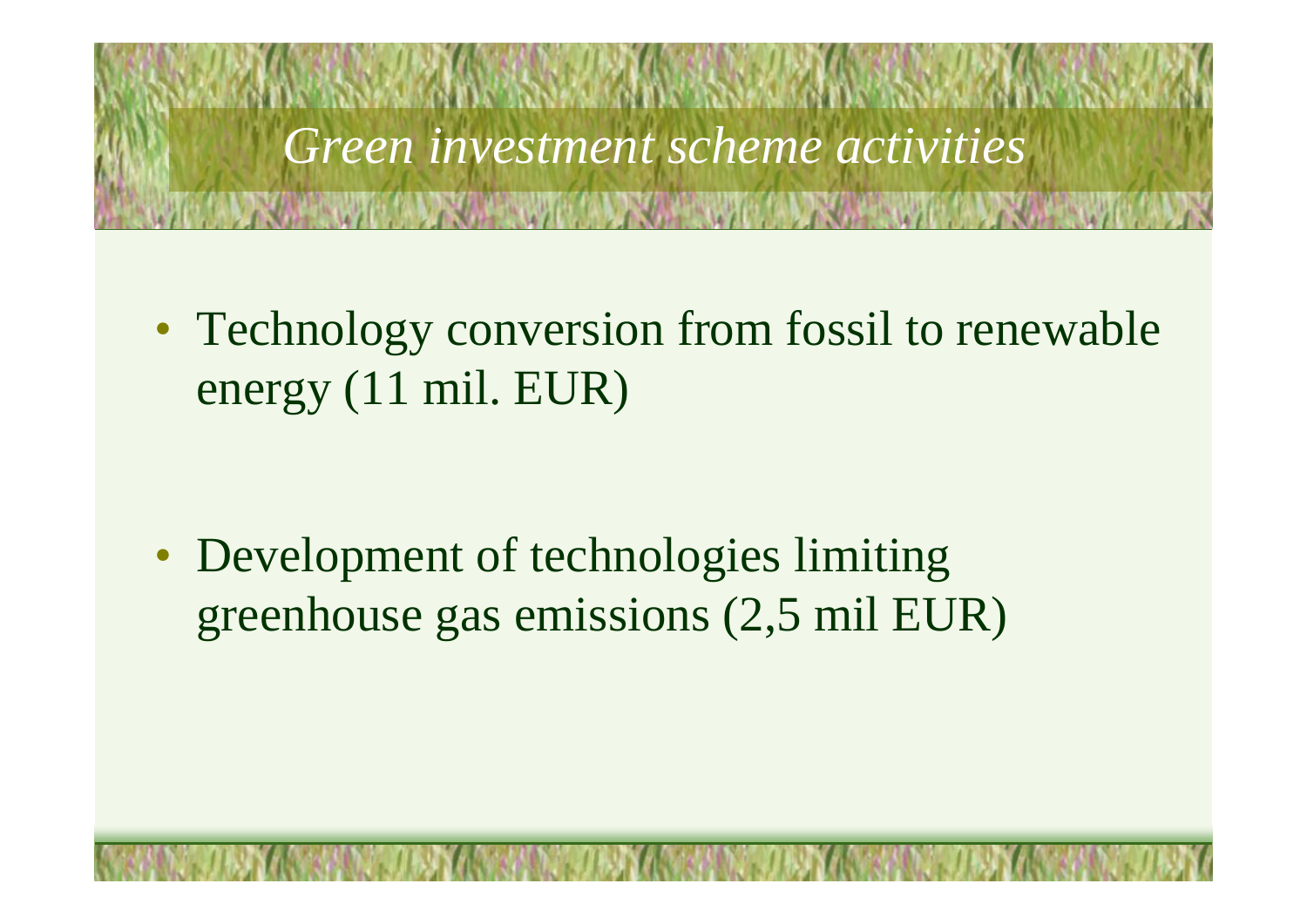# *Green investment scheme activities*

- Technology conversion from fossil to renewable energy (11 mil. EUR)

- Development of technologies limiting greenhouse gas emissions (2,5 mil EUR)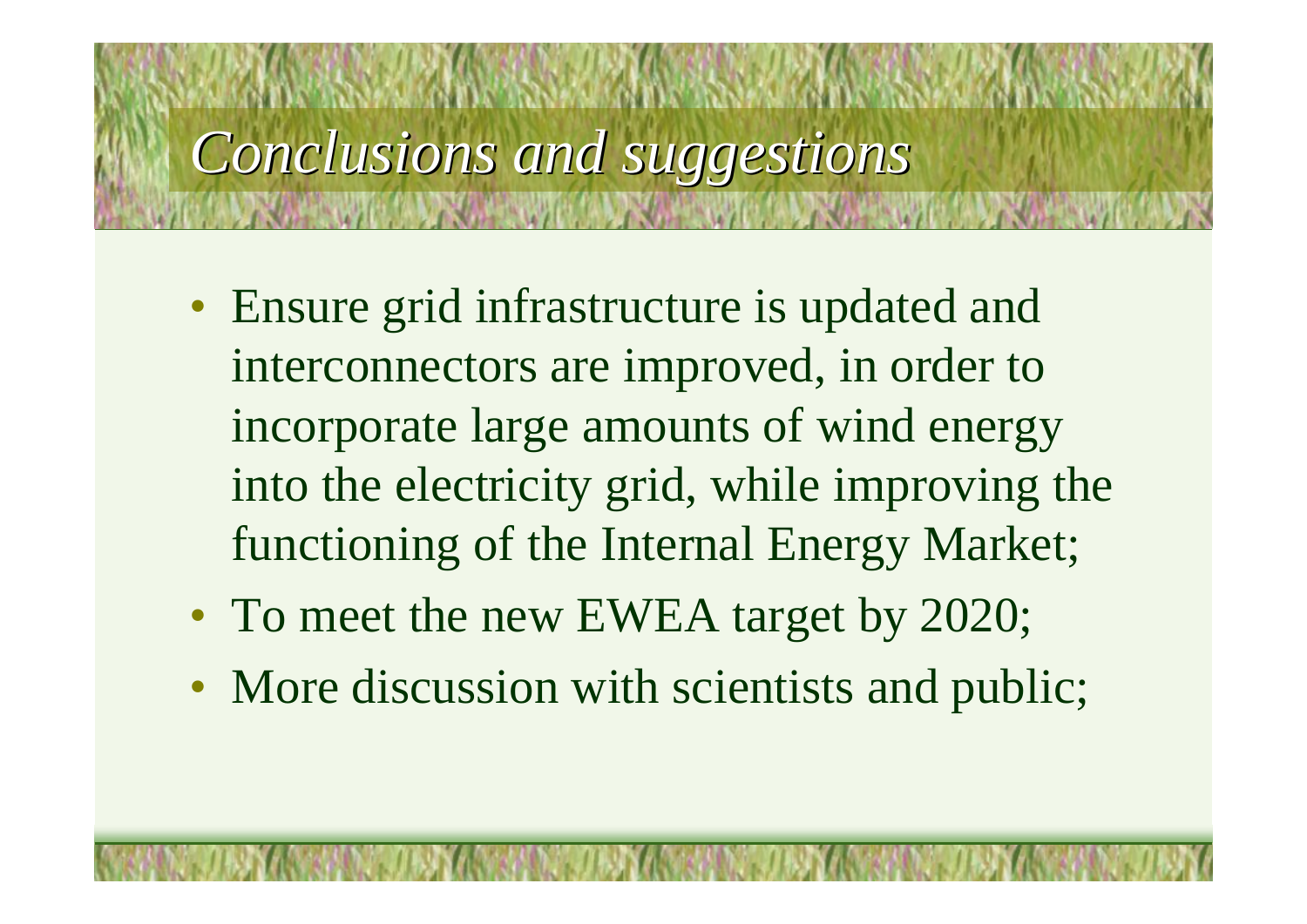# *Conclusions and suggestions*

- Ensure grid infrastructure is updated and interconnectors are improved, in order to incorporate large amounts of wind energy into the electricity grid, while improving the functioning of the Internal Energy Market;
- To meet the new EWEA target by 2020;
- More discussion with scientists and public;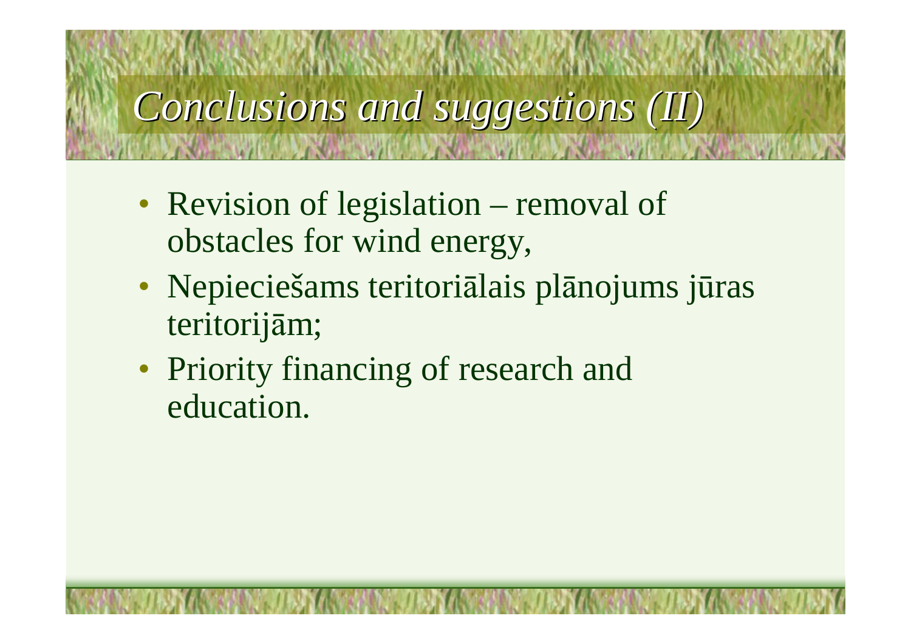# *Conclusions and suggestions (II)*

- Revision of legislation – removal of obstacles for wind energy,
- Nepieciešams teritoriālais plānojums jūras teritorijām;
- Priority financing of research and education.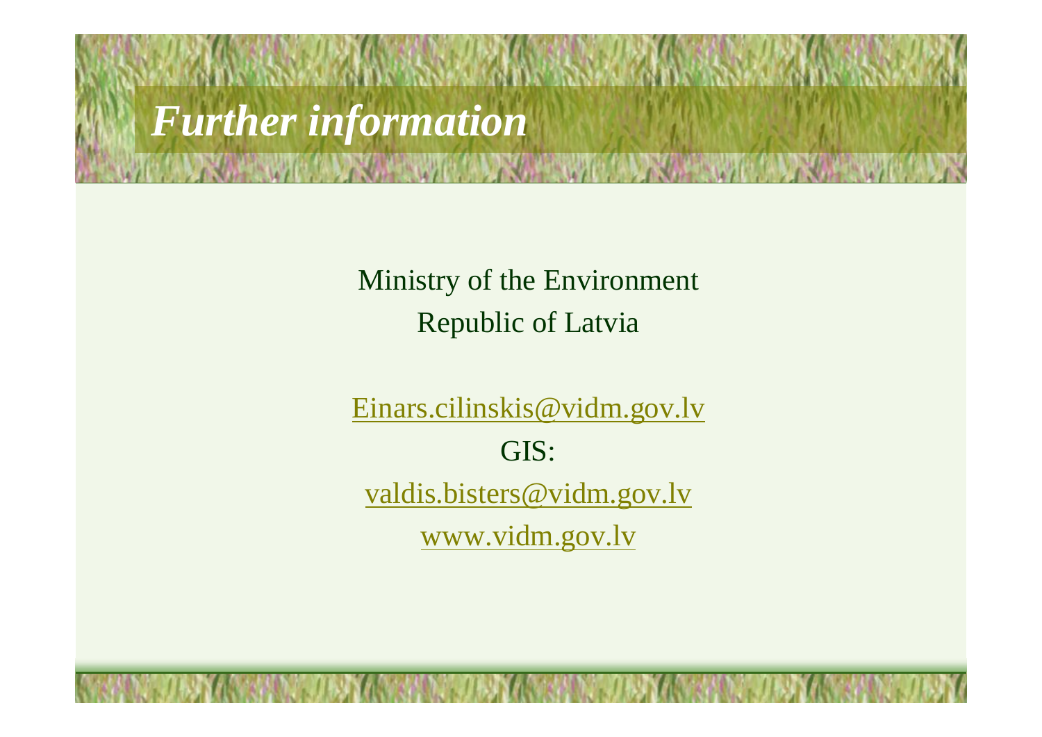# *Further information*

Ministry of the Environment

Republic of Latvia

Einars.cilinskis@vidm.gov.lv

GIS:

valdis.bisters@vidm.gov.lv

www.vidm.gov.lv